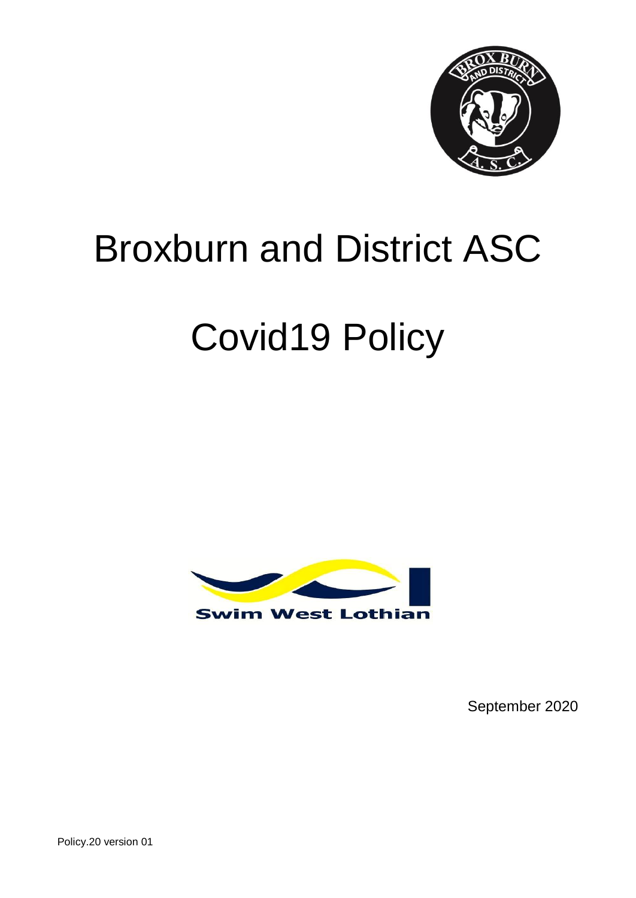# Broxburn and District ASC

# Covid19 Policy

September 2020

Policy.20 version 01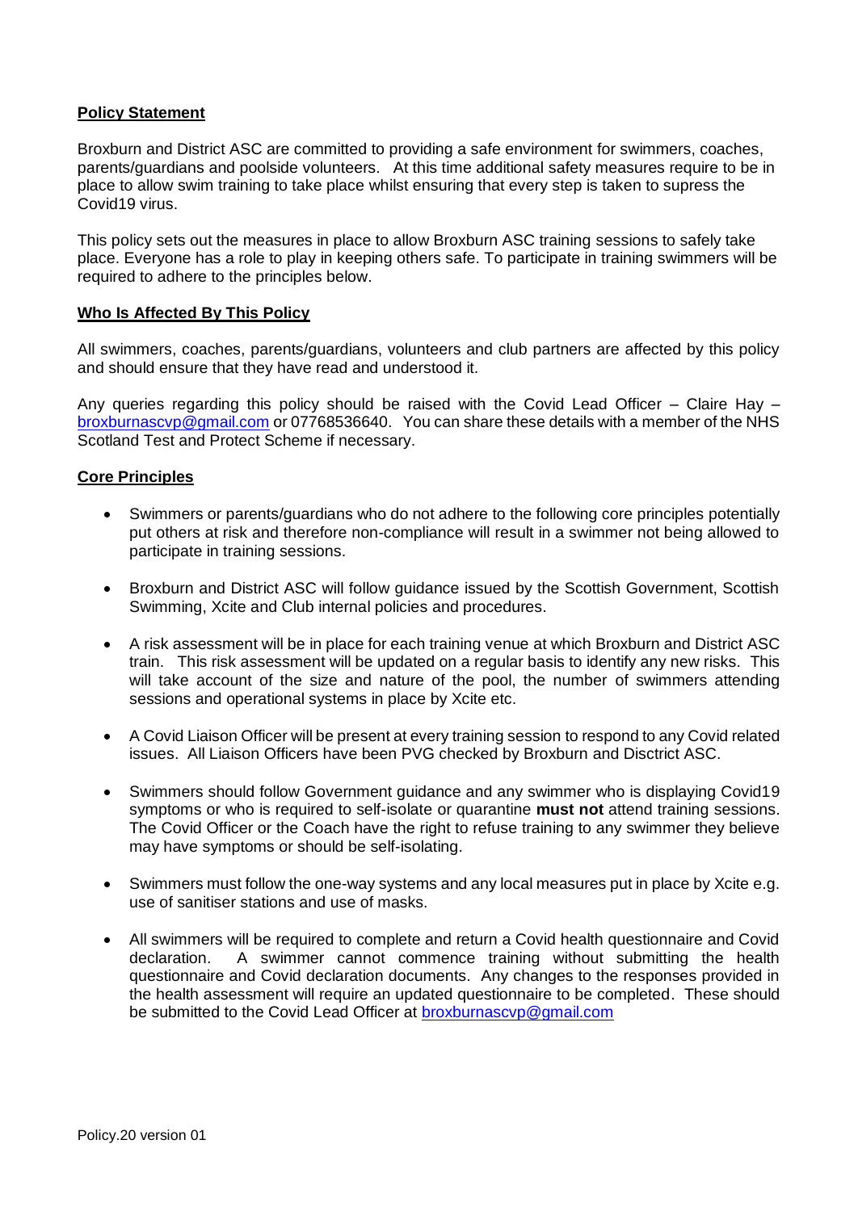## Policy Statement

Broxburn and District ASC are committed to providing a safe environment for swimmers, coaches, parents/guardians and poolside volunteers. At this time additional safety measures require to be in place to allow swim training to take place whilst ensuring that every step is taken to supress the Covid19 virus.

This policy sets out the measures in place to allow Broxburn ASC training sessions to safely take place. Everyone has a role to play in keeping others safe. To participate in training swimmers will be required to adhere to the principles below.

## Who Is Affected By This Policy

All swimmers, coaches, parents/guardians, volunteers and club partners are affected by this policy and should ensure that they have read and understood it.

Any queries regarding this policy should be raised with the Covid Lead Officer – Claire Hay – broxburnascvp@gmail.com or 07768536640. You can share these details with a member of the NHS Scotland Test and Protect Scheme if necessary.

## Core Principles

- Swimmers or parents/guardians who do not adhere to the following core principles potentially put others at risk and therefore non-compliance will result in a swimmer not being allowed to participate in training sessions.
- Broxburn and District ASC will follow guidance issued by the Scottish Government, Scottish Swimming, Xcite and Club internal policies and procedures.
- A risk assessment will be in place for each training venue at which Broxburn and District ASC train. This risk assessment will be updated on a regular basis to identify any new risks. This will take account of the size and nature of the pool, the number of swimmers attending sessions and operational systems in place by Xcite etc.
- A Covid Liaison Officer will be present at every training session to respond to any Covid related issues. All Liaison Officers have been PVG checked by Broxburn and Disctrict ASC.
- Swimmers should follow Government guidance and any swimmer who is displaying Covid19 symptoms or who is required to self-isolate or quarantine **must not** attend training sessions. The Covid Officer or the Coach have the right to refuse training to any swimmer they believe may have symptoms or should be self-isolating.
- Swimmers must follow the one-way systems and any local measures put in place by Xcite e.g. use of sanitiser stations and use of masks.
- All swimmers will be required to complete and return a Covid health questionnaire and Covid declaration. A swimmer cannot commence training without submitting the health questionnaire and Covid declaration documents. Any changes to the responses provided in the health assessment will require an updated questionnaire to be completed. These should be submitted to the Covid Lead Officer at broxburnascvp@gmail.com

Policy.20 version 01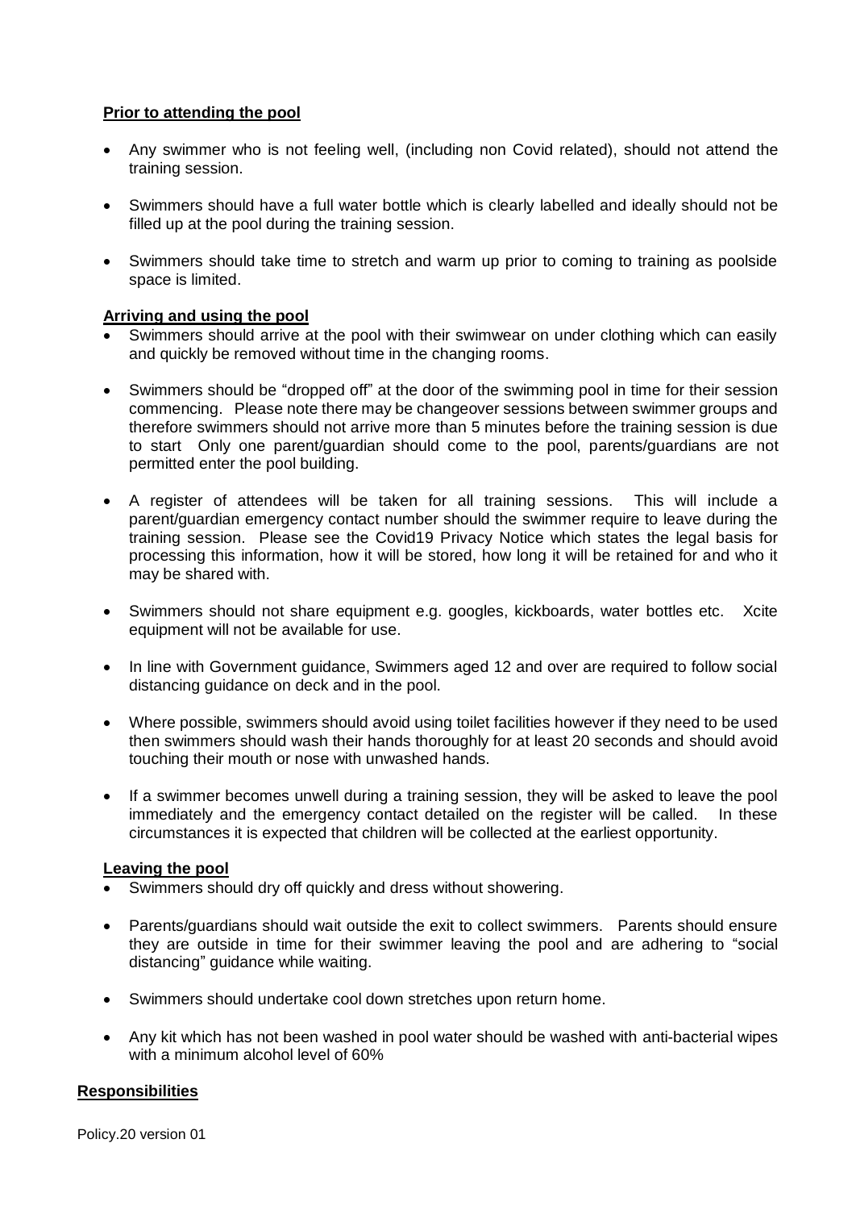**Prior to attending the pool**

- Any swimmer who is not feeling well, (including non Covid related), should not attend the training session.
- Swimmers should have a full water bottle which is clearly labelled and ideally should not be filled up at the pool during the training session.
- Swimmers should take time to stretch and warm up prior to coming to training as poolside space is limited.

**Arriving and using the pool**

- Swimmers should arrive at the pool with their swimwear on under clothing which can easily and quickly be removed without time in the changing rooms.
- Swimmers should be "dropped off" at the door of the swimming pool in time for their session commencing. Please note there may be changeover sessions between swimmer groups and therefore swimmers should not arrive more than 5 minutes before the training session is due to start Only one parent/guardian should come to the pool, parents/guardians are not permitted enter the pool building.
- A register of attendees will be taken for all training sessions. This will include a parent/guardian emergency contact number should the swimmer require to leave during the training session. Please see the Covid19 Privacy Notice which states the legal basis for processing this information, how it will be stored, how long it will be retained for and who it may be shared with.
- Swimmers should not share equipment e.g. googles, kickboards, water bottles etc. Xcite equipment will not be available for use.
- In line with Government guidance, Swimmers aged 12 and over are required to follow social distancing guidance on deck and in the pool.
- Where possible, swimmers should avoid using toilet facilities however if they need to be used then swimmers should wash their hands thoroughly for at least 20 seconds and should avoid touching their mouth or nose with unwashed hands.
- If a swimmer becomes unwell during a training session, they will be asked to leave the pool immediately and the emergency contact detailed on the register will be called. In these circumstances it is expected that children will be collected at the earliest opportunity.

**Leaving the pool**

- Swimmers should dry off quickly and dress without showering.
- Parents/guardians should wait outside the exit to collect swimmers. Parents should ensure they are outside in time for their swimmer leaving the pool and are adhering to "social distancing" guidance while waiting.
- Swimmers should undertake cool down stretches upon return home.
- Any kit which has not been washed in pool water should be washed with anti-bacterial wipes with a minimum alcohol level of 60%

**Responsibilities**

Policy.20 version 01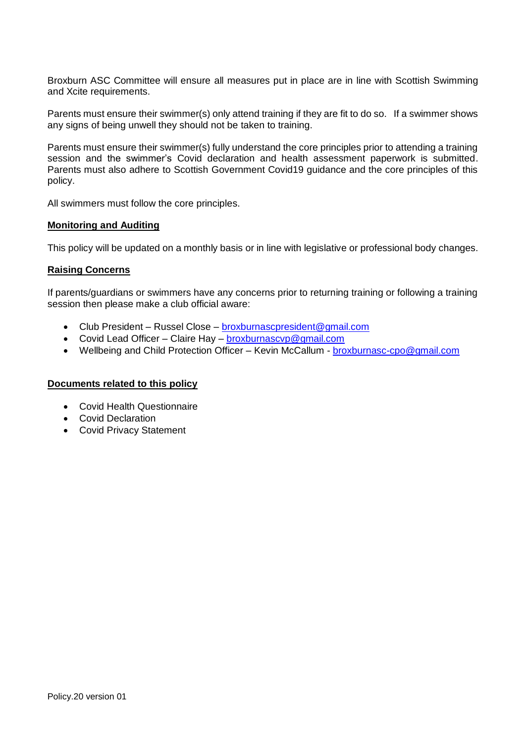Broxburn ASC Committee will ensure all measures put in place are in line with Scottish Swimming and Xcite requirements.

Parents must ensure their swimmer(s) only attend training if they are fit to do so. If a swimmer shows any signs of being unwell they should not be taken to training.

Parents must ensure their swimmer(s) fully understand the core principles prior to attending a training session and the swimmer's Covid declaration and health assessment paperwork is submitted. Parents must also adhere to Scottish Government Covid19 guidance and the core principles of this policy.

All swimmers must follow the core principles.

## Monitoring and Auditing

This policy will be updated on a monthly basis or in line with legislative or professional body changes.

## Raising Concerns

If parents/guardians or swimmers have any concerns prior to returning training or following a training session then please make a club official aware:

- Club President – Russel Close – broxburnascpresident@gmail.com
- Covid Lead Officer – Claire Hay – broxburnascvp@gmail.com
- Wellbeing and Child Protection Officer – Kevin McCallum - broxburnasc-cpo@gmail.com

## Documents related to this policy

- Covid Health Questionnaire
- Covid Declaration
- Covid Privacy Statement

Policy.20 version 01